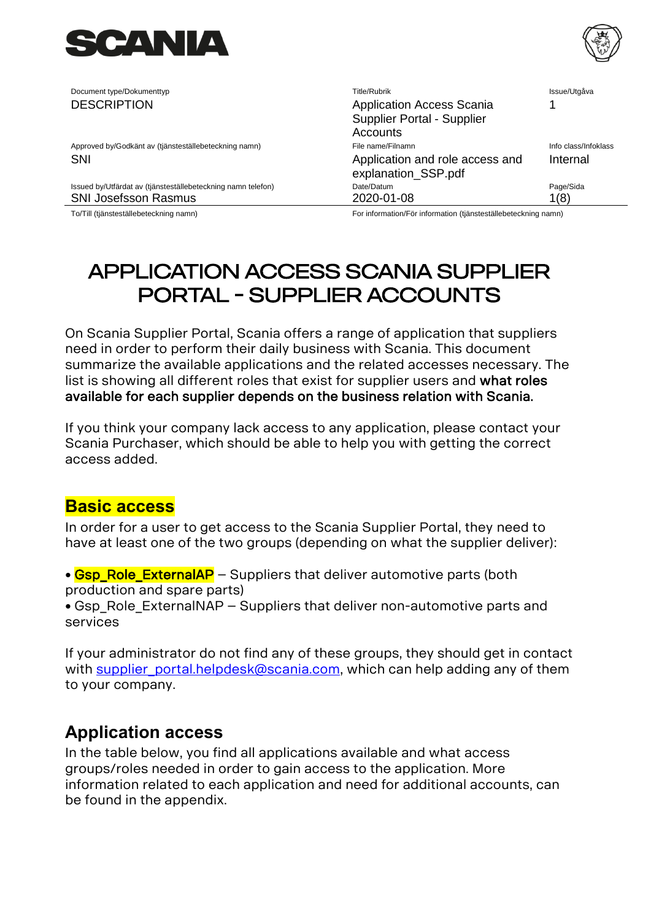| Document type/Dokumenttyp | Title/Rubrik | Issue/Utgåva |
| --- | --- | --- |
| DESCRIPTION | Application Access Scania Supplier Portal - Supplier Accounts | 1 |
| Approved by/Godkänt av (tjänsteställebeteckning namn) | File name/Filnamn | Info class/Infoklass |
| SNI | Application and role access and explanation_SSP.pdf | Internal |
| Issued by/Utfärdat av (tjänsteställebeteckning namn telefon) | Date/Datum | Page/Sida |
| SNI Josefsson Rasmus | 2020-01-08 | 1(8) |
| To/Till (tjänsteställebeteckning namn) | For information/För information (tjänsteställebeteckning namn) | |

# APPLICATION ACCESS SCANIA SUPPLIER PORTAL - SUPPLIER ACCOUNTS

On Scania Supplier Portal, Scania offers a range of application that suppliers need in order to perform their daily business with Scania. This document summarize the available applications and the related accesses necessary. The list is showing all different roles that exist for supplier users and **what roles available for each supplier depends on the business relation with Scania.**

If you think your company lack access to any application, please contact your Scania Purchaser, which should be able to help you with getting the correct access added.

## Basic access

In order for a user to get access to the Scania Supplier Portal, they need to have at least one of the two groups (depending on what the supplier deliver):

- **Gsp_Role_ExternalAP** – Suppliers that deliver automotive parts (both production and spare parts)
- Gsp_Role_ExternalNAP – Suppliers that deliver non-automotive parts and services

If your administrator do not find any of these groups, they should get in contact with supplier_portal.helpdesk@scania.com, which can help adding any of them to your company.

## Application access

In the table below, you find all applications available and what access groups/roles needed in order to gain access to the application. More information related to each application and need for additional accounts, can be found in the appendix.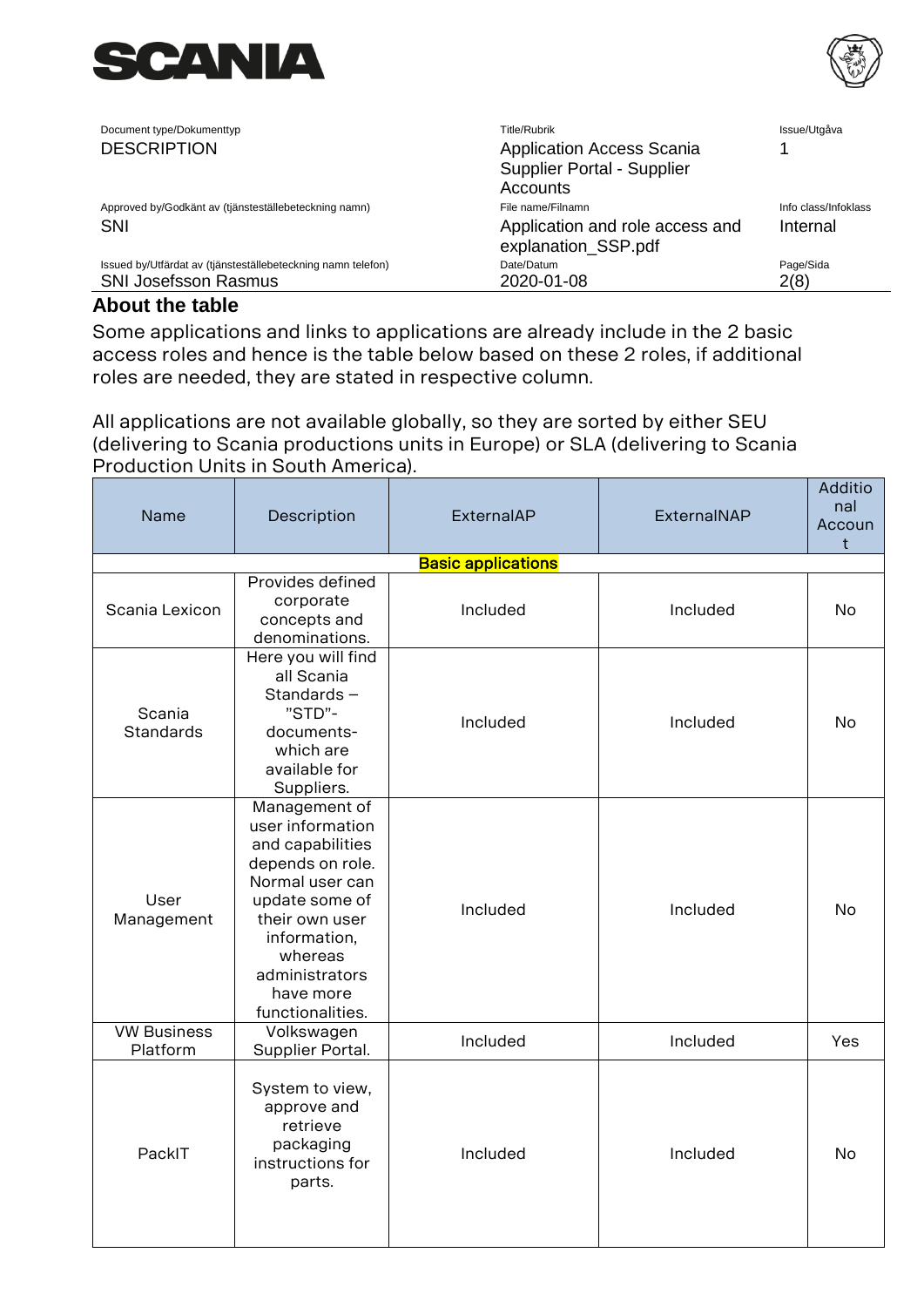| Document type/Dokumenttyp | Title/Rubrik | Issue/Utgåva |
|---|---|---|
| DESCRIPTION | Application Access Scania Supplier Portal - Supplier Accounts | 1 |
| Approved by/Godkänt av (tjänsteställebeteckning namn) | File name/Filnamn | Info class/Infoklass |
| SNI | Application and role access and explanation_SSP.pdf | Internal |
| Issued by/Utfärdat av (tjänsteställebeteckning namn telefon) | Date/Datum | Page/Sida |
| SNI Josefsson Rasmus | 2020-01-08 | 2(8) |

## About the table

Some applications and links to applications are already include in the 2 basic access roles and hence is the table below based on these 2 roles, if additional roles are needed, they are stated in respective column.

All applications are not available globally, so they are sorted by either SEU (delivering to Scania productions units in Europe) or SLA (delivering to Scania Production Units in South America).

| Name | Description | ExternalAP | ExternalNAP | Additional Account |
|---|---|---|---|---|
| **Basic applications** | | | | |
| Scania Lexicon | Provides defined corporate concepts and denominations. | Included | Included | No |
| Scania Standards | Here you will find all Scania Standards – "STD"-documents- which are available for Suppliers. | Included | Included | No |
| User Management | Management of user information and capabilities depends on role. Normal user can update some of their own user information, whereas administrators have more functionalities. | Included | Included | No |
| VW Business Platform | Volkswagen Supplier Portal. | Included | Included | Yes |
| PackIT | System to view, approve and retrieve packaging instructions for parts. | Included | Included | No |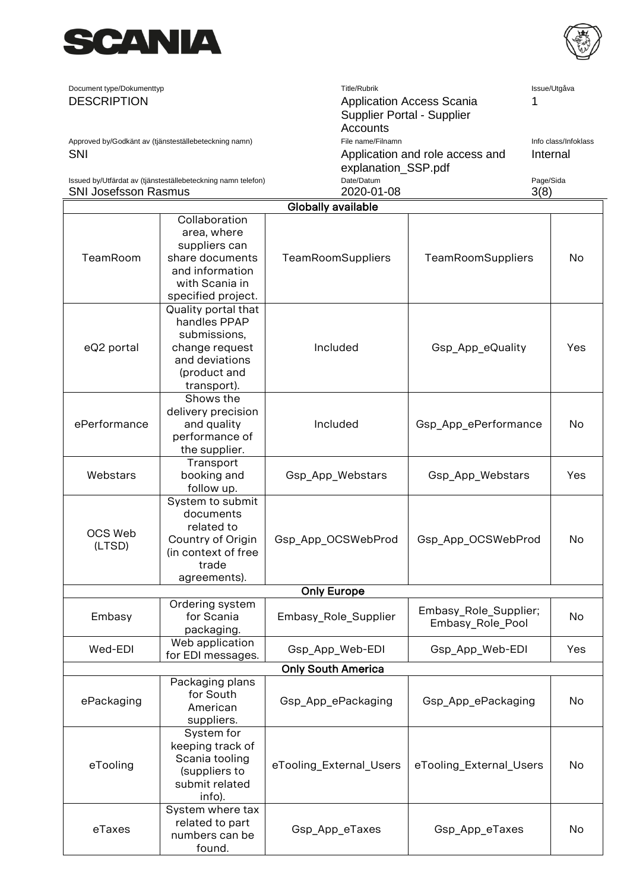| | | | | |
|---|---|---|---|---|
| **Globally available** | | | | |
| TeamRoom | Collaboration area, where suppliers can share documents and information with Scania in specified project. | TeamRoomSuppliers | TeamRoomSuppliers | No |
| eQ2 portal | Quality portal that handles PPAP submissions, change request and deviations (product and transport). | Included | Gsp_App_eQuality | Yes |
| ePerformance | Shows the delivery precision and quality performance of the supplier. | Included | Gsp_App_ePerformance | No |
| Webstars | Transport booking and follow up. | Gsp_App_Webstars | Gsp_App_Webstars | Yes |
| OCS Web (LTSD) | System to submit documents related to Country of Origin (in context of free trade agreements). | Gsp_App_OCSWebProd | Gsp_App_OCSWebProd | No |
| **Only Europe** | | | | |
| Embasy | Ordering system for Scania packaging. | Embasy_Role_Supplier | Embasy_Role_Supplier; Embasy_Role_Pool | No |
| Wed-EDI | Web application for EDI messages. | Gsp_App_Web-EDI | Gsp_App_Web-EDI | Yes |
| **Only South America** | | | | |
| ePackaging | Packaging plans for South American suppliers. | Gsp_App_ePackaging | Gsp_App_ePackaging | No |
| eTooling | System for keeping track of Scania tooling (suppliers to submit related info). | eTooling_External_Users | eTooling_External_Users | No |
| eTaxes | System where tax related to part numbers can be found. | Gsp_App_eTaxes | Gsp_App_eTaxes | No |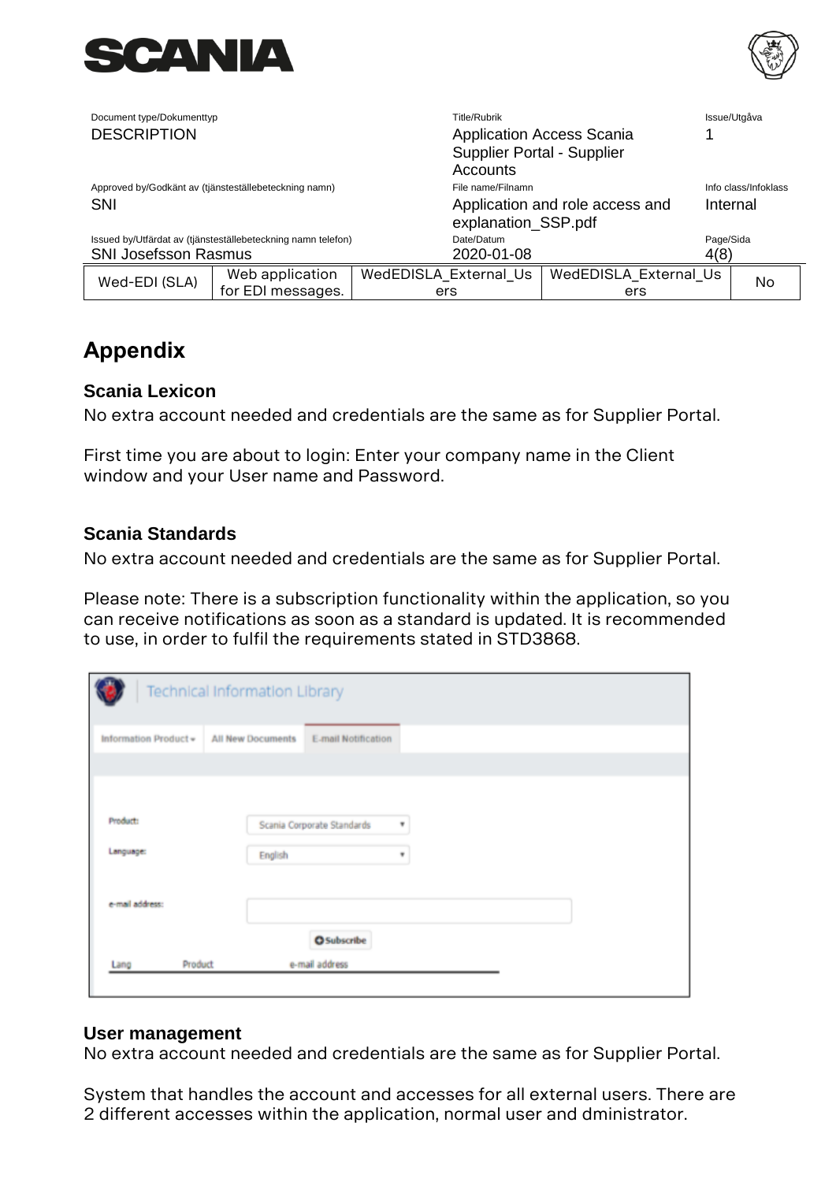| Wed-EDI (SLA) | Web application for EDI messages. | WedEDISLA_External_Users | WedEDISLA_External_Users | No |
|---|---|---|---|---|

## Appendix

### Scania Lexicon

No extra account needed and credentials are the same as for Supplier Portal.

First time you are about to login: Enter your company name in the Client window and your User name and Password.

### Scania Standards

No extra account needed and credentials are the same as for Supplier Portal.

Please note: There is a subscription functionality within the application, so you can receive notifications as soon as a standard is updated. It is recommended to use, in order to fulfil the requirements stated in STD3868.

Technical Information Library

Information Product ▾ | All New Documents | E-mail Notification

Product: Scania Corporate Standards

Language: English

e-mail address:

Subscribe

Lang | Product | e-mail address

### User management

No extra account needed and credentials are the same as for Supplier Portal.

System that handles the account and accesses for all external users. There are 2 different accesses within the application, normal user and dministrator.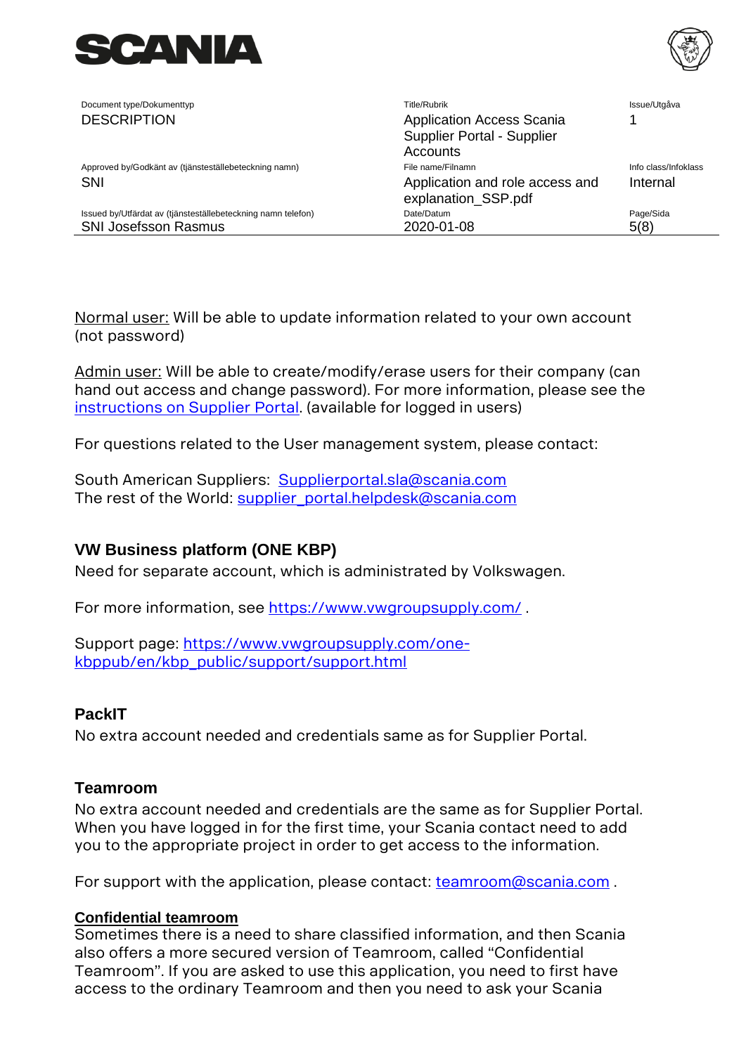Normal user: Will be able to update information related to your own account (not password)

Admin user: Will be able to create/modify/erase users for their company (can hand out access and change password). For more information, please see the instructions on Supplier Portal. (available for logged in users)

For questions related to the User management system, please contact:

South American Suppliers: Supplierportal.sla@scania.com
The rest of the World: supplier_portal.helpdesk@scania.com

### VW Business platform (ONE KBP)

Need for separate account, which is administrated by Volkswagen.

For more information, see https://www.vwgroupsupply.com/ .

Support page: https://www.vwgroupsupply.com/one-kbppub/en/kbp_public/support/support.html

### PackIT

No extra account needed and credentials same as for Supplier Portal.

### Teamroom

No extra account needed and credentials are the same as for Supplier Portal. When you have logged in for the first time, your Scania contact need to add you to the appropriate project in order to get access to the information.

For support with the application, please contact: teamroom@scania.com .

#### Confidential teamroom

Sometimes there is a need to share classified information, and then Scania also offers a more secured version of Teamroom, called "Confidential Teamroom". If you are asked to use this application, you need to first have access to the ordinary Teamroom and then you need to ask your Scania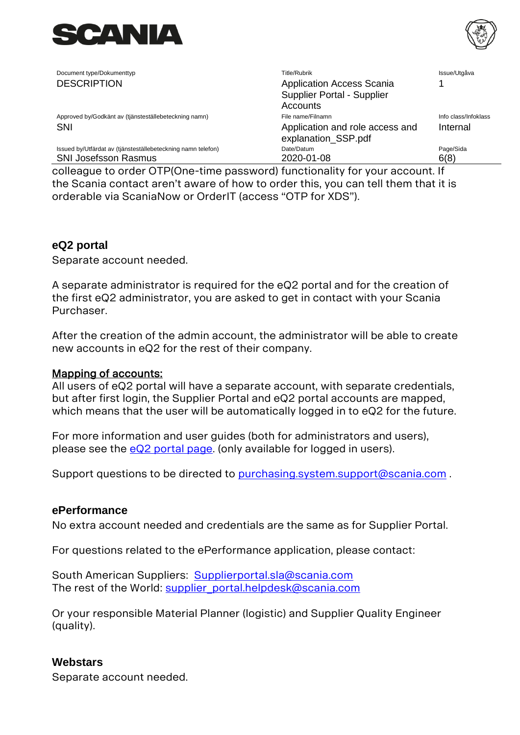colleague to order OTP(One-time password) functionality for your account. If the Scania contact aren't aware of how to order this, you can tell them that it is orderable via ScaniaNow or OrderIT (access "OTP for XDS").

### eQ2 portal

Separate account needed.

A separate administrator is required for the eQ2 portal and for the creation of the first eQ2 administrator, you are asked to get in contact with your Scania Purchaser.

After the creation of the admin account, the administrator will be able to create new accounts in eQ2 for the rest of their company.

**Mapping of accounts:**
All users of eQ2 portal will have a separate account, with separate credentials, but after first login, the Supplier Portal and eQ2 portal accounts are mapped, which means that the user will be automatically logged in to eQ2 for the future.

For more information and user guides (both for administrators and users), please see the eQ2 portal page. (only available for logged in users).

Support questions to be directed to purchasing.system.support@scania.com .

### ePerformance

No extra account needed and credentials are the same as for Supplier Portal.

For questions related to the ePerformance application, please contact:

South American Suppliers: Supplierportal.sla@scania.com
The rest of the World: supplier_portal.helpdesk@scania.com

Or your responsible Material Planner (logistic) and Supplier Quality Engineer (quality).

### Webstars

Separate account needed.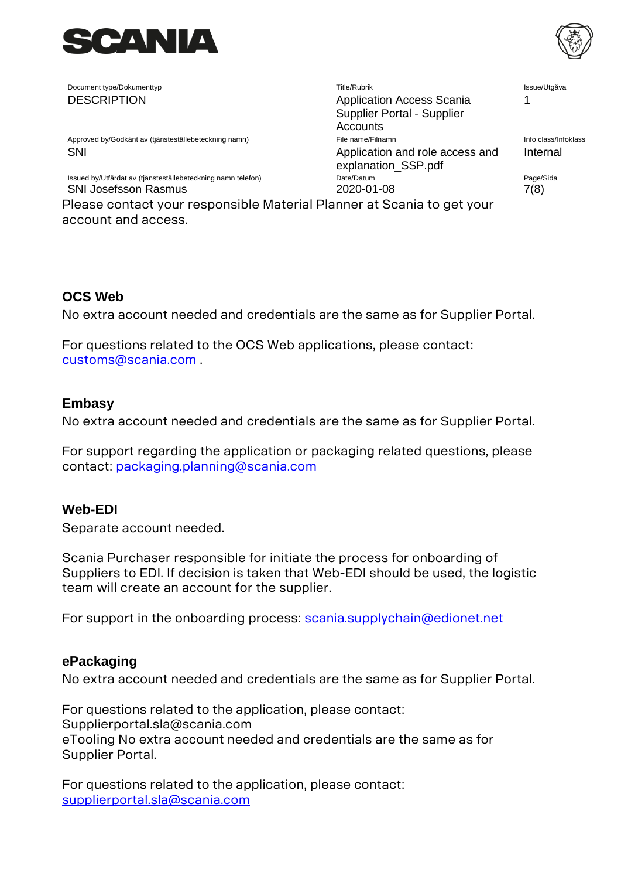Please contact your responsible Material Planner at Scania to get your account and access.

### OCS Web

No extra account needed and credentials are the same as for Supplier Portal.

For questions related to the OCS Web applications, please contact: customs@scania.com .

### Embasy

No extra account needed and credentials are the same as for Supplier Portal.

For support regarding the application or packaging related questions, please contact: packaging.planning@scania.com

### Web-EDI

Separate account needed.

Scania Purchaser responsible for initiate the process for onboarding of Suppliers to EDI. If decision is taken that Web-EDI should be used, the logistic team will create an account for the supplier.

For support in the onboarding process: scania.supplychain@edionet.net

### ePackaging

No extra account needed and credentials are the same as for Supplier Portal.

For questions related to the application, please contact:
Supplierportal.sla@scania.com
eTooling No extra account needed and credentials are the same as for Supplier Portal.

For questions related to the application, please contact:
supplierportal.sla@scania.com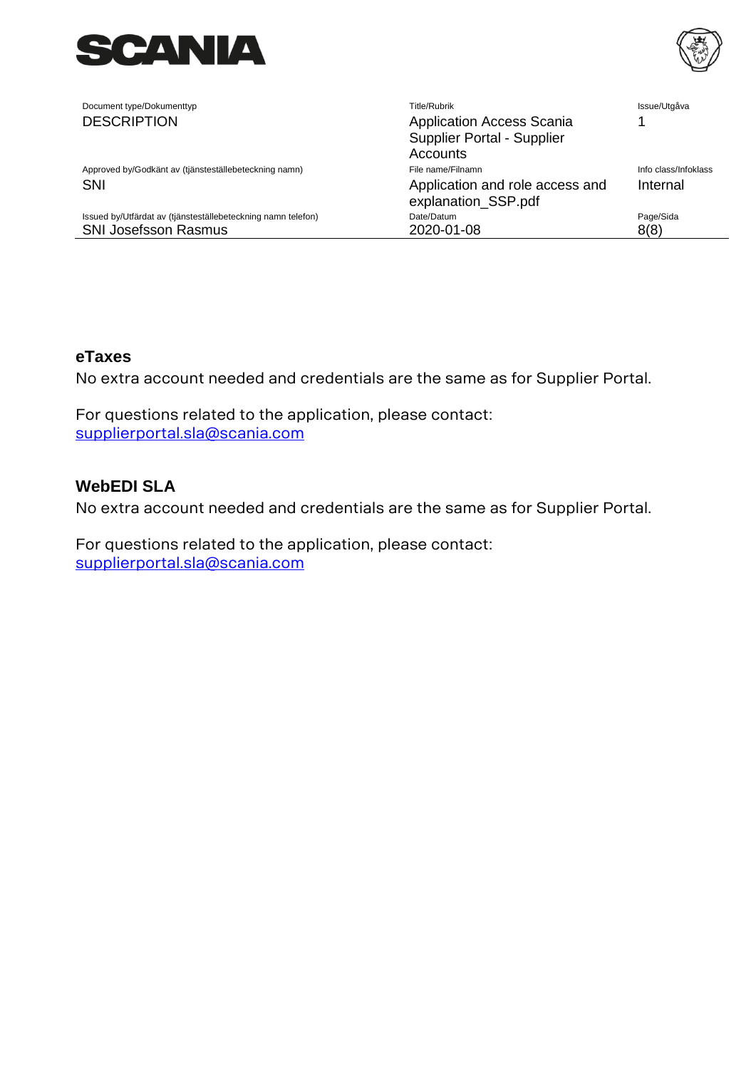## eTaxes

No extra account needed and credentials are the same as for Supplier Portal.

For questions related to the application, please contact:
supplierportal.sla@scania.com

## WebEDI SLA

No extra account needed and credentials are the same as for Supplier Portal.

For questions related to the application, please contact:
supplierportal.sla@scania.com